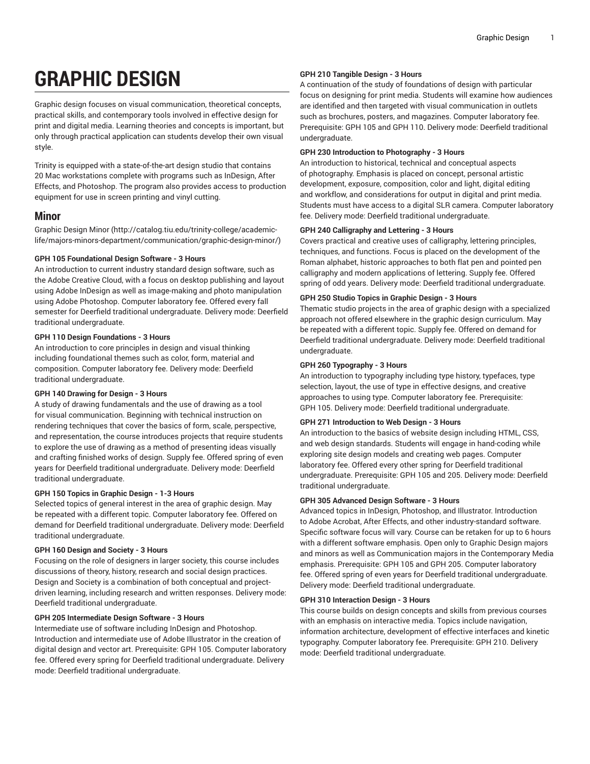# GRAPHIC DESIGN

Graphic design focuses on visual communication, theoretical concepts, practical skills, and contemporary tools involved in effective design for print and digital media. Learning theories and concepts is important, but only through practical application can students develop their own visual style.

Trinity is equipped with a state-of-the-art design studio that contains 20 Mac workstations complete with programs such as InDesign, After Effects, and Photoshop. The program also provides access to production equipment for use in screen printing and vinyl cutting.

## Minor

Graphic Design Minor (http://catalog.tiu.edu/trinity-college/academic-life/majors-minors-department/communication/graphic-design-minor/)

**GPH 105 Foundational Design Software - 3 Hours**
An introduction to current industry standard design software, such as the Adobe Creative Cloud, with a focus on desktop publishing and layout using Adobe InDesign as well as image-making and photo manipulation using Adobe Photoshop. Computer laboratory fee. Offered every fall semester for Deerfield traditional undergraduate. Delivery mode: Deerfield traditional undergraduate.

**GPH 110 Design Foundations - 3 Hours**
An introduction to core principles in design and visual thinking including foundational themes such as color, form, material and composition. Computer laboratory fee. Delivery mode: Deerfield traditional undergraduate.

**GPH 140 Drawing for Design - 3 Hours**
A study of drawing fundamentals and the use of drawing as a tool for visual communication. Beginning with technical instruction on rendering techniques that cover the basics of form, scale, perspective, and representation, the course introduces projects that require students to explore the use of drawing as a method of presenting ideas visually and crafting finished works of design. Supply fee. Offered spring of even years for Deerfield traditional undergraduate. Delivery mode: Deerfield traditional undergraduate.

**GPH 150 Topics in Graphic Design - 1-3 Hours**
Selected topics of general interest in the area of graphic design. May be repeated with a different topic. Computer laboratory fee. Offered on demand for Deerfield traditional undergraduate. Delivery mode: Deerfield traditional undergraduate.

**GPH 160 Design and Society - 3 Hours**
Focusing on the role of designers in larger society, this course includes discussions of theory, history, research and social design practices. Design and Society is a combination of both conceptual and project-driven learning, including research and written responses. Delivery mode: Deerfield traditional undergraduate.

**GPH 205 Intermediate Design Software - 3 Hours**
Intermediate use of software including InDesign and Photoshop. Introduction and intermediate use of Adobe Illustrator in the creation of digital design and vector art. Prerequisite: GPH 105. Computer laboratory fee. Offered every spring for Deerfield traditional undergraduate. Delivery mode: Deerfield traditional undergraduate.

**GPH 210 Tangible Design - 3 Hours**
A continuation of the study of foundations of design with particular focus on designing for print media. Students will examine how audiences are identified and then targeted with visual communication in outlets such as brochures, posters, and magazines. Computer laboratory fee. Prerequisite: GPH 105 and GPH 110. Delivery mode: Deerfield traditional undergraduate.

**GPH 230 Introduction to Photography - 3 Hours**
An introduction to historical, technical and conceptual aspects of photography. Emphasis is placed on concept, personal artistic development, exposure, composition, color and light, digital editing and workflow, and considerations for output in digital and print media. Students must have access to a digital SLR camera. Computer laboratory fee. Delivery mode: Deerfield traditional undergraduate.

**GPH 240 Calligraphy and Lettering - 3 Hours**
Covers practical and creative uses of calligraphy, lettering principles, techniques, and functions. Focus is placed on the development of the Roman alphabet, historic approaches to both flat pen and pointed pen calligraphy and modern applications of lettering. Supply fee. Offered spring of odd years. Delivery mode: Deerfield traditional undergraduate.

**GPH 250 Studio Topics in Graphic Design - 3 Hours**
Thematic studio projects in the area of graphic design with a specialized approach not offered elsewhere in the graphic design curriculum. May be repeated with a different topic. Supply fee. Offered on demand for Deerfield traditional undergraduate. Delivery mode: Deerfield traditional undergraduate.

**GPH 260 Typography - 3 Hours**
An introduction to typography including type history, typefaces, type selection, layout, the use of type in effective designs, and creative approaches to using type. Computer laboratory fee. Prerequisite: GPH 105. Delivery mode: Deerfield traditional undergraduate.

**GPH 271 Introduction to Web Design - 3 Hours**
An introduction to the basics of website design including HTML, CSS, and web design standards. Students will engage in hand-coding while exploring site design models and creating web pages. Computer laboratory fee. Offered every other spring for Deerfield traditional undergraduate. Prerequisite: GPH 105 and 205. Delivery mode: Deerfield traditional undergraduate.

**GPH 305 Advanced Design Software - 3 Hours**
Advanced topics in InDesign, Photoshop, and Illustrator. Introduction to Adobe Acrobat, After Effects, and other industry-standard software. Specific software focus will vary. Course can be retaken for up to 6 hours with a different software emphasis. Open only to Graphic Design majors and minors as well as Communication majors in the Contemporary Media emphasis. Prerequisite: GPH 105 and GPH 205. Computer laboratory fee. Offered spring of even years for Deerfield traditional undergraduate. Delivery mode: Deerfield traditional undergraduate.

**GPH 310 Interaction Design - 3 Hours**
This course builds on design concepts and skills from previous courses with an emphasis on interactive media. Topics include navigation, information architecture, development of effective interfaces and kinetic typography. Computer laboratory fee. Prerequisite: GPH 210. Delivery mode: Deerfield traditional undergraduate.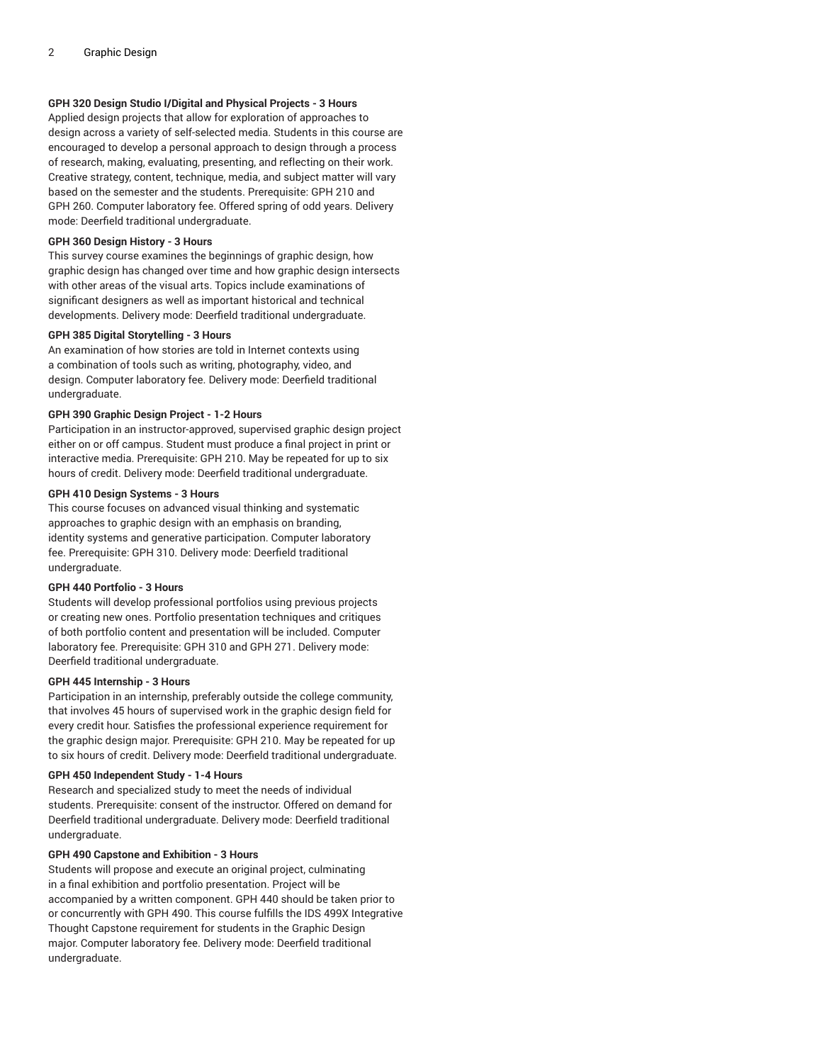**GPH 320 Design Studio I/Digital and Physical Projects - 3 Hours**
Applied design projects that allow for exploration of approaches to design across a variety of self-selected media. Students in this course are encouraged to develop a personal approach to design through a process of research, making, evaluating, presenting, and reflecting on their work. Creative strategy, content, technique, media, and subject matter will vary based on the semester and the students. Prerequisite: GPH 210 and GPH 260. Computer laboratory fee. Offered spring of odd years. Delivery mode: Deerfield traditional undergraduate.

**GPH 360 Design History - 3 Hours**
This survey course examines the beginnings of graphic design, how graphic design has changed over time and how graphic design intersects with other areas of the visual arts. Topics include examinations of significant designers as well as important historical and technical developments. Delivery mode: Deerfield traditional undergraduate.

**GPH 385 Digital Storytelling - 3 Hours**
An examination of how stories are told in Internet contexts using a combination of tools such as writing, photography, video, and design. Computer laboratory fee. Delivery mode: Deerfield traditional undergraduate.

**GPH 390 Graphic Design Project - 1-2 Hours**
Participation in an instructor-approved, supervised graphic design project either on or off campus. Student must produce a final project in print or interactive media. Prerequisite: GPH 210. May be repeated for up to six hours of credit. Delivery mode: Deerfield traditional undergraduate.

**GPH 410 Design Systems - 3 Hours**
This course focuses on advanced visual thinking and systematic approaches to graphic design with an emphasis on branding, identity systems and generative participation. Computer laboratory fee. Prerequisite: GPH 310. Delivery mode: Deerfield traditional undergraduate.

**GPH 440 Portfolio - 3 Hours**
Students will develop professional portfolios using previous projects or creating new ones. Portfolio presentation techniques and critiques of both portfolio content and presentation will be included. Computer laboratory fee. Prerequisite: GPH 310 and GPH 271. Delivery mode: Deerfield traditional undergraduate.

**GPH 445 Internship - 3 Hours**
Participation in an internship, preferably outside the college community, that involves 45 hours of supervised work in the graphic design field for every credit hour. Satisfies the professional experience requirement for the graphic design major. Prerequisite: GPH 210. May be repeated for up to six hours of credit. Delivery mode: Deerfield traditional undergraduate.

**GPH 450 Independent Study - 1-4 Hours**
Research and specialized study to meet the needs of individual students. Prerequisite: consent of the instructor. Offered on demand for Deerfield traditional undergraduate. Delivery mode: Deerfield traditional undergraduate.

**GPH 490 Capstone and Exhibition - 3 Hours**
Students will propose and execute an original project, culminating in a final exhibition and portfolio presentation. Project will be accompanied by a written component. GPH 440 should be taken prior to or concurrently with GPH 490. This course fulfills the IDS 499X Integrative Thought Capstone requirement for students in the Graphic Design major. Computer laboratory fee. Delivery mode: Deerfield traditional undergraduate.